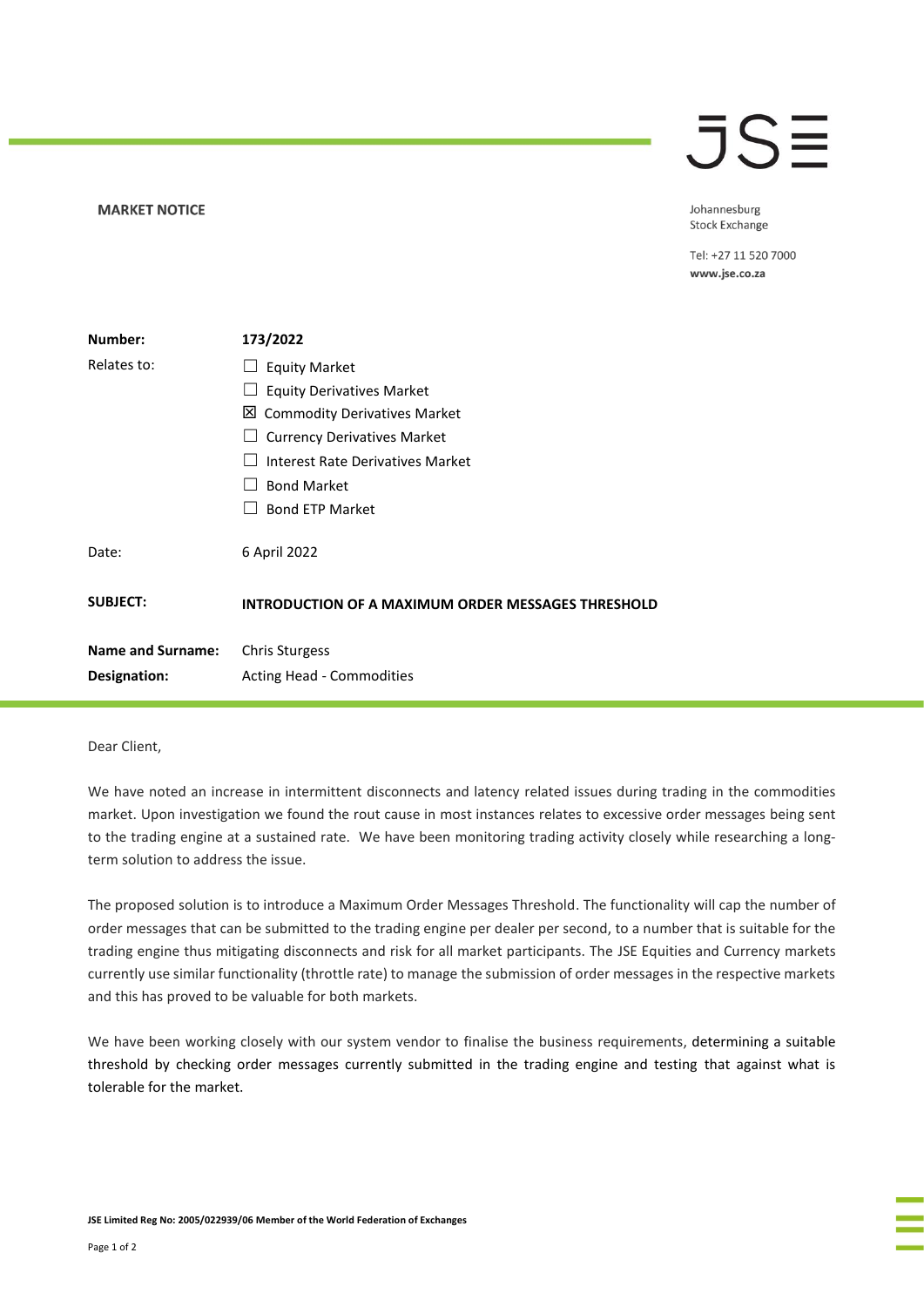**MARKET NOTICE**

Johannesburg
Stock Exchange

Tel: +27 11 520 7000
**www.jse.co.za**

| | |
|---|---|
| **Number:** | **173/2022** |
| Relates to: | ☐ Equity Market<br>☐ Equity Derivatives Market<br>☒ Commodity Derivatives Market<br>☐ Currency Derivatives Market<br>☐ Interest Rate Derivatives Market<br>☐ Bond Market<br>☐ Bond ETP Market |
| Date: | 6 April 2022 |
| **SUBJECT:** | **INTRODUCTION OF A MAXIMUM ORDER MESSAGES THRESHOLD** |
| **Name and Surname:** | Chris Sturgess |
| **Designation:** | Acting Head - Commodities |

Dear Client,

We have noted an increase in intermittent disconnects and latency related issues during trading in the commodities market. Upon investigation we found the rout cause in most instances relates to excessive order messages being sent to the trading engine at a sustained rate. We have been monitoring trading activity closely while researching a long-term solution to address the issue.

The proposed solution is to introduce a Maximum Order Messages Threshold. The functionality will cap the number of order messages that can be submitted to the trading engine per dealer per second, to a number that is suitable for the trading engine thus mitigating disconnects and risk for all market participants. The JSE Equities and Currency markets currently use similar functionality (throttle rate) to manage the submission of order messages in the respective markets and this has proved to be valuable for both markets.

We have been working closely with our system vendor to finalise the business requirements, determining a suitable threshold by checking order messages currently submitted in the trading engine and testing that against what is tolerable for the market.

**JSE Limited Reg No: 2005/022939/06 Member of the World Federation of Exchanges**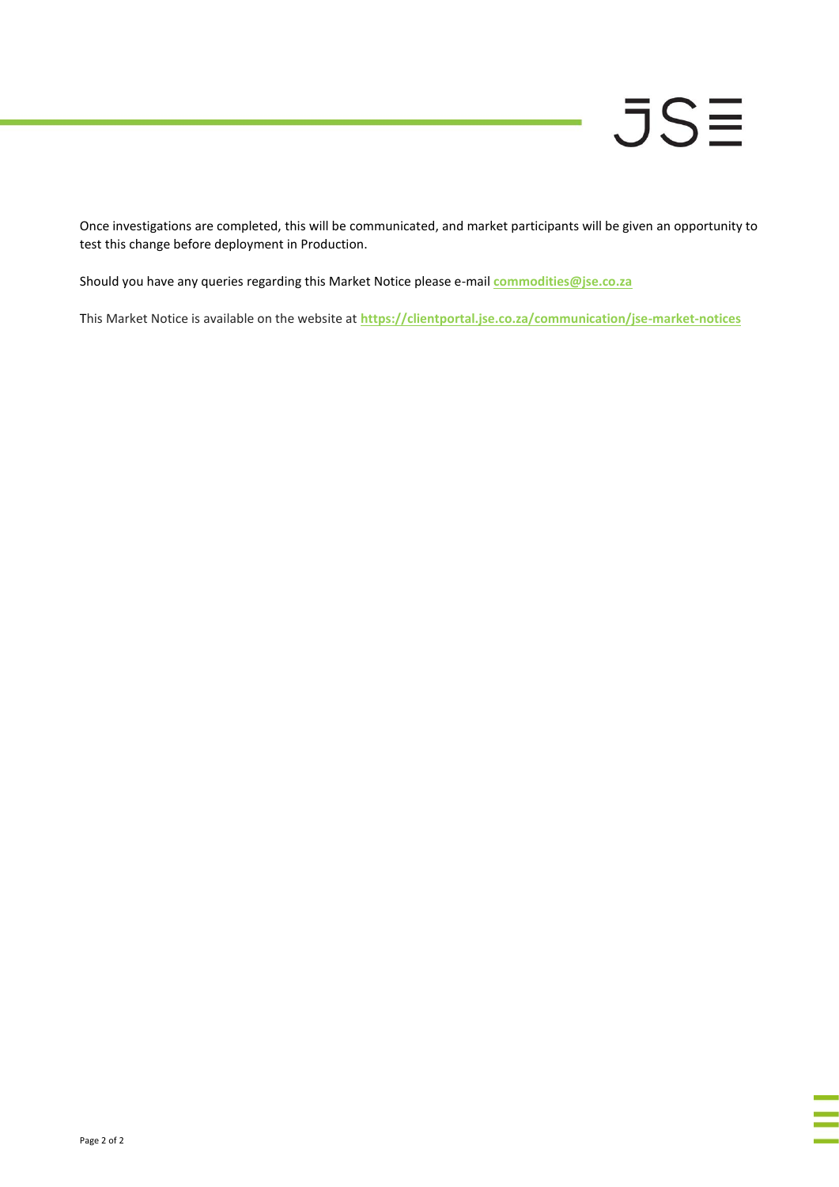Once investigations are completed, this will be communicated, and market participants will be given an opportunity to test this change before deployment in Production.

Should you have any queries regarding this Market Notice please e-mail **commodities@jse.co.za**

This Market Notice is available on the website at **https://clientportal.jse.co.za/communication/jse-market-notices**